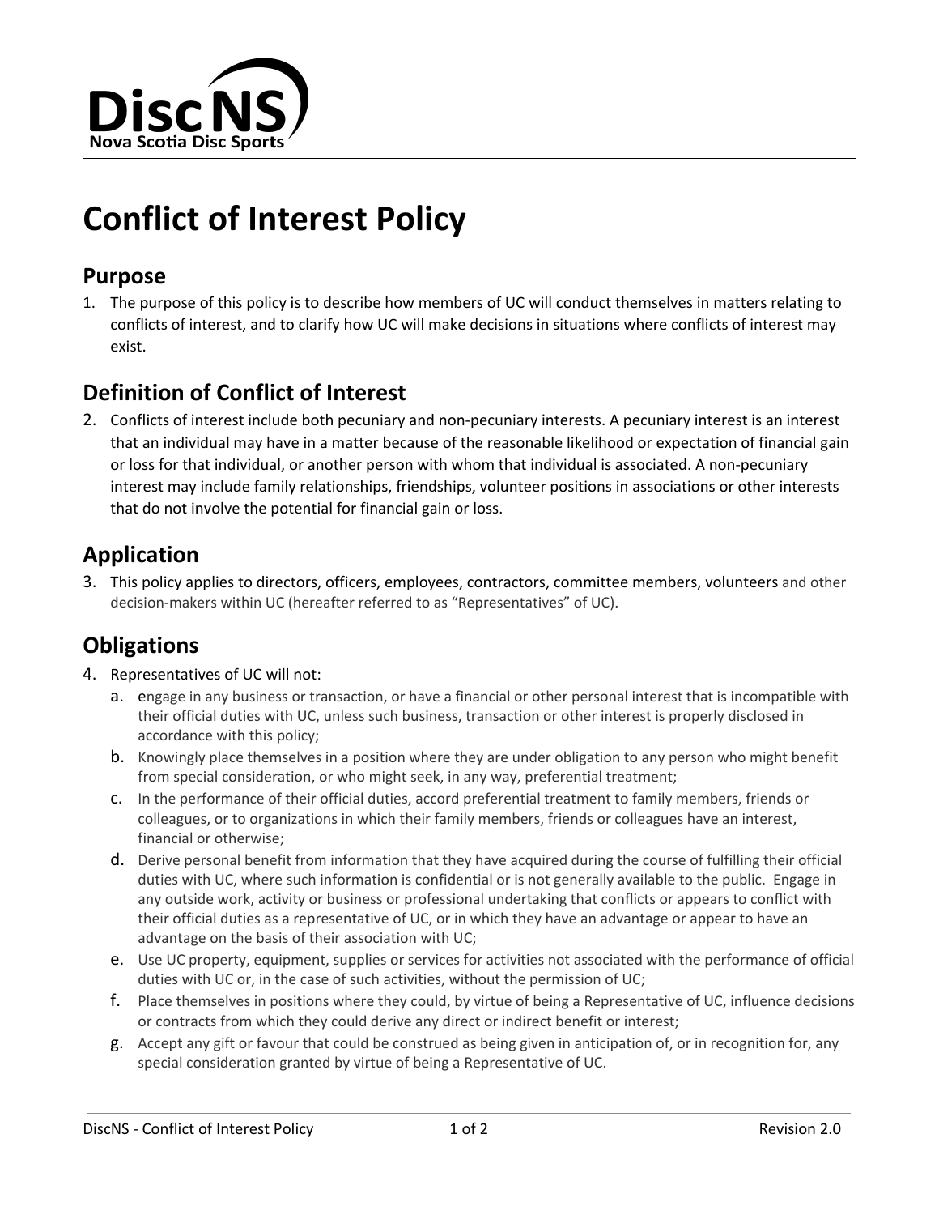DiscNS

Nova Scotia Disc Sports

# Conflict of Interest Policy

## Purpose

1. The purpose of this policy is to describe how members of UC will conduct themselves in matters relating to conflicts of interest, and to clarify how UC will make decisions in situations where conflicts of interest may exist.

## Definition of Conflict of Interest

2. Conflicts of interest include both pecuniary and non-pecuniary interests. A pecuniary interest is an interest that an individual may have in a matter because of the reasonable likelihood or expectation of financial gain or loss for that individual, or another person with whom that individual is associated. A non-pecuniary interest may include family relationships, friendships, volunteer positions in associations or other interests that do not involve the potential for financial gain or loss.

## Application

3. This policy applies to directors, officers, employees, contractors, committee members, volunteers and other decision-makers within UC (hereafter referred to as "Representatives" of UC).

## Obligations

4. Representatives of UC will not:
    a. engage in any business or transaction, or have a financial or other personal interest that is incompatible with their official duties with UC, unless such business, transaction or other interest is properly disclosed in accordance with this policy;
    b. Knowingly place themselves in a position where they are under obligation to any person who might benefit from special consideration, or who might seek, in any way, preferential treatment;
    c. In the performance of their official duties, accord preferential treatment to family members, friends or colleagues, or to organizations in which their family members, friends or colleagues have an interest, financial or otherwise;
    d. Derive personal benefit from information that they have acquired during the course of fulfilling their official duties with UC, where such information is confidential or is not generally available to the public. Engage in any outside work, activity or business or professional undertaking that conflicts or appears to conflict with their official duties as a representative of UC, or in which they have an advantage or appear to have an advantage on the basis of their association with UC;
    e. Use UC property, equipment, supplies or services for activities not associated with the performance of official duties with UC or, in the case of such activities, without the permission of UC;
    f. Place themselves in positions where they could, by virtue of being a Representative of UC, influence decisions or contracts from which they could derive any direct or indirect benefit or interest;
    g. Accept any gift or favour that could be construed as being given in anticipation of, or in recognition for, any special consideration granted by virtue of being a Representative of UC.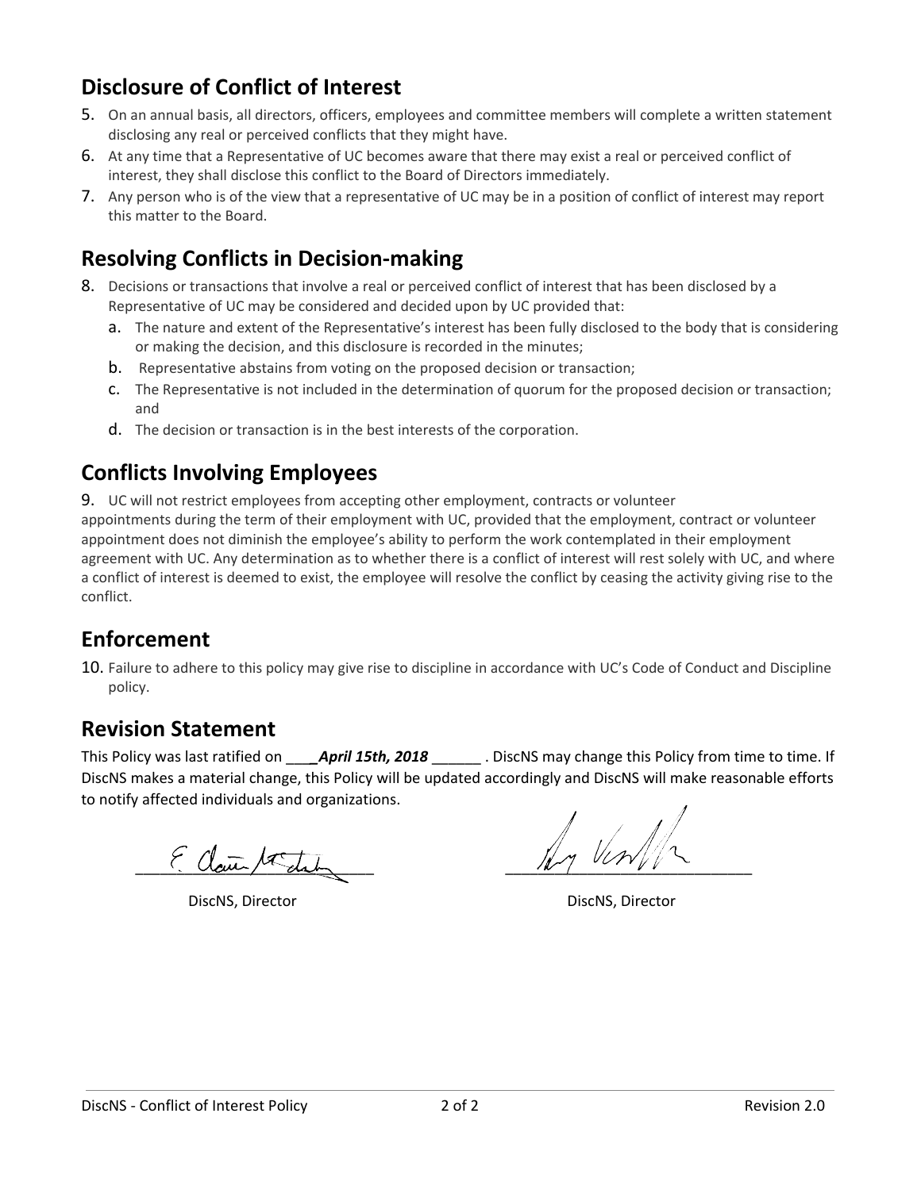## Disclosure of Conflict of Interest

5. On an annual basis, all directors, officers, employees and committee members will complete a written statement disclosing any real or perceived conflicts that they might have.
6. At any time that a Representative of UC becomes aware that there may exist a real or perceived conflict of interest, they shall disclose this conflict to the Board of Directors immediately.
7. Any person who is of the view that a representative of UC may be in a position of conflict of interest may report this matter to the Board.

## Resolving Conflicts in Decision-making

8. Decisions or transactions that involve a real or perceived conflict of interest that has been disclosed by a Representative of UC may be considered and decided upon by UC provided that:
   a. The nature and extent of the Representative's interest has been fully disclosed to the body that is considering or making the decision, and this disclosure is recorded in the minutes;
   b. Representative abstains from voting on the proposed decision or transaction;
   c. The Representative is not included in the determination of quorum for the proposed decision or transaction; and
   d. The decision or transaction is in the best interests of the corporation.

## Conflicts Involving Employees

9. UC will not restrict employees from accepting other employment, contracts or volunteer appointments during the term of their employment with UC, provided that the employment, contract or volunteer appointment does not diminish the employee's ability to perform the work contemplated in their employment agreement with UC. Any determination as to whether there is a conflict of interest will rest solely with UC, and where a conflict of interest is deemed to exist, the employee will resolve the conflict by ceasing the activity giving rise to the conflict.

## Enforcement

10. Failure to adhere to this policy may give rise to discipline in accordance with UC's Code of Conduct and Discipline policy.

## Revision Statement

This Policy was last ratified on ____***April 15th, 2018*** ______ . DiscNS may change this Policy from time to time. If DiscNS makes a material change, this Policy will be updated accordingly and DiscNS will make reasonable efforts to notify affected individuals and organizations.

______________________________ DiscNS, Director

______________________________ DiscNS, Director